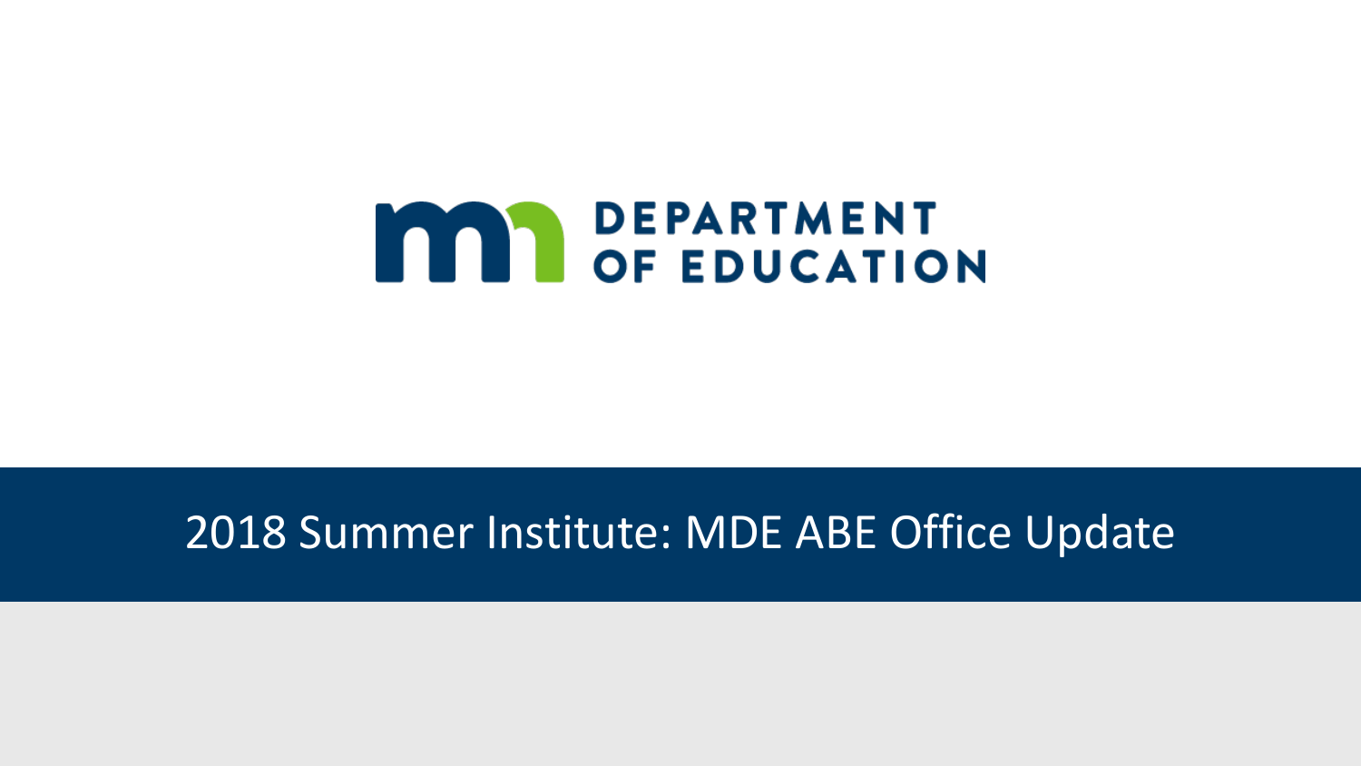MN DEPARTMENT OF EDUCATION

# 2018 Summer Institute: MDE ABE Office Update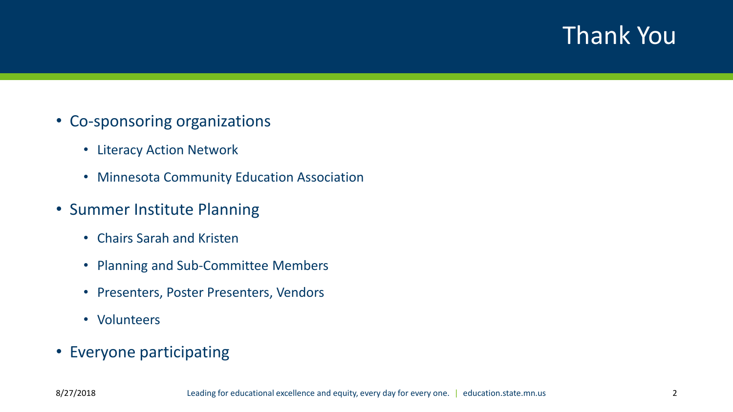# Thank You

- Co-sponsoring organizations
  - Literacy Action Network
  - Minnesota Community Education Association
- Summer Institute Planning
  - Chairs Sarah and Kristen
  - Planning and Sub-Committee Members
  - Presenters, Poster Presenters, Vendors
  - Volunteers
- Everyone participating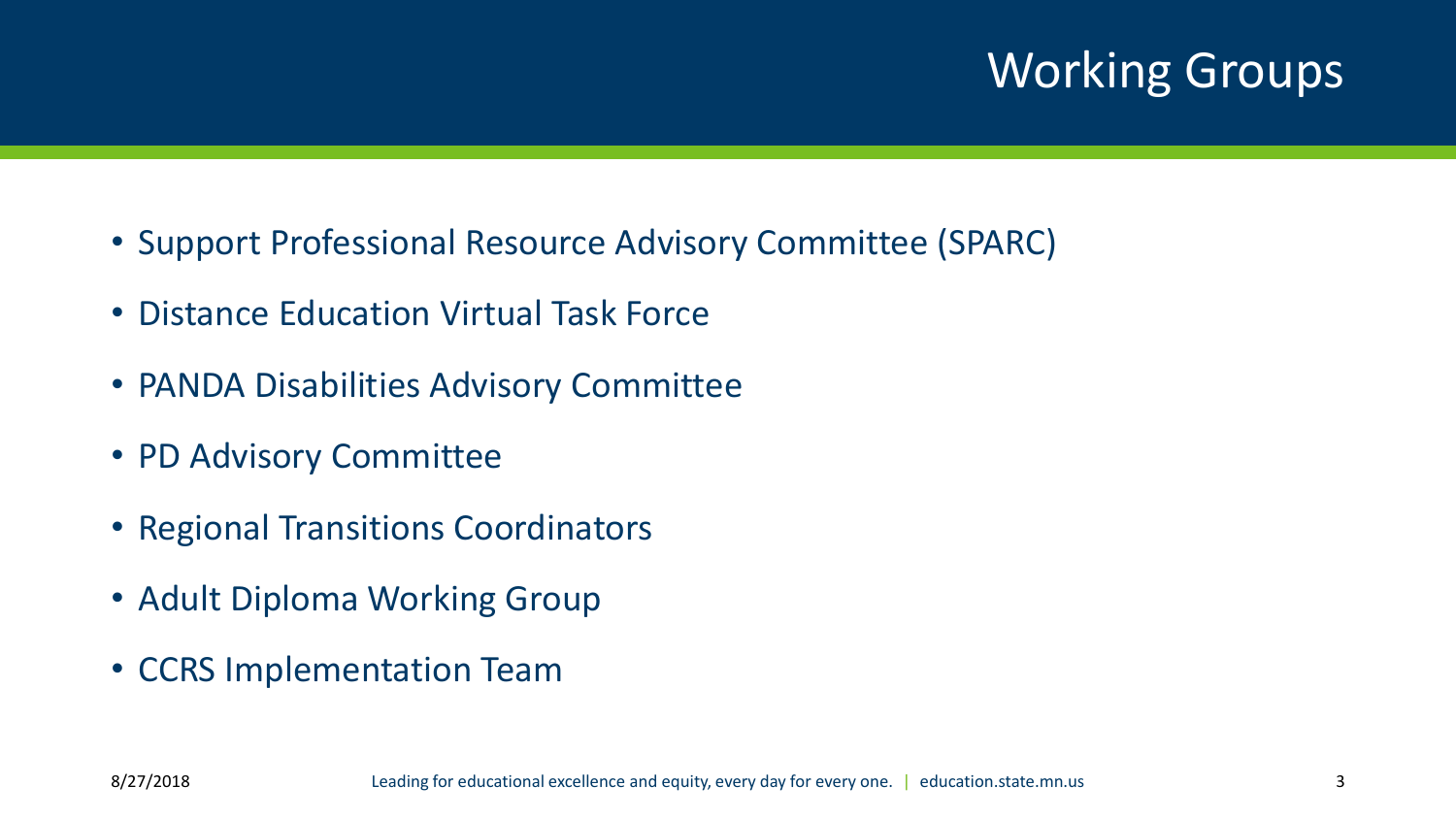# Working Groups

- Support Professional Resource Advisory Committee (SPARC)
- Distance Education Virtual Task Force
- PANDA Disabilities Advisory Committee
- PD Advisory Committee
- Regional Transitions Coordinators
- Adult Diploma Working Group
- CCRS Implementation Team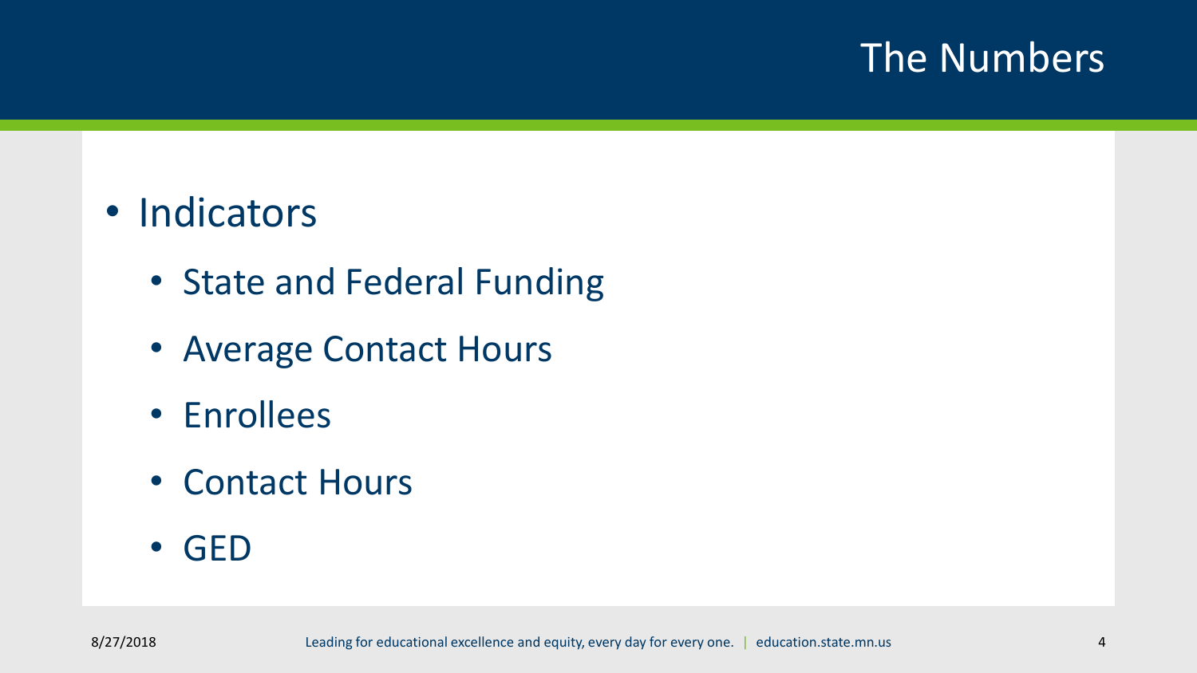# The Numbers

- Indicators
  - State and Federal Funding
  - Average Contact Hours
  - Enrollees
  - Contact Hours
  - GED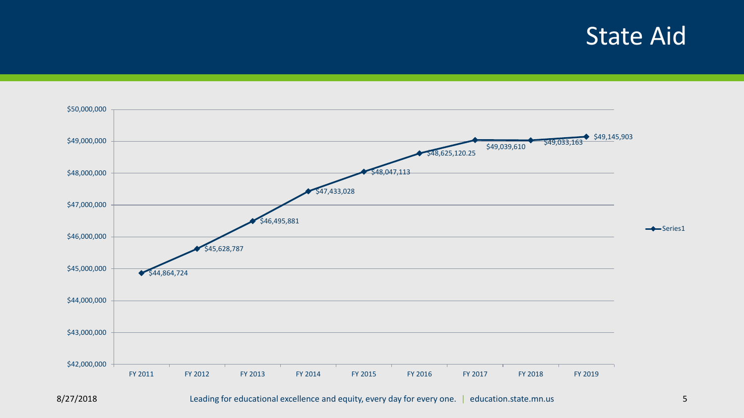# State Aid

| Fiscal Year | State Aid |
| --- | --- |
| FY 2011 | $44,864,724 |
| FY 2012 | $45,628,787 |
| FY 2013 | $46,495,881 |
| FY 2014 | $47,433,028 |
| FY 2015 | $48,047,113 |
| FY 2016 | $48,625,120.25 |
| FY 2017 | $49,039,610 |
| FY 2018 | $49,033,163 |
| FY 2019 | $49,145,903 |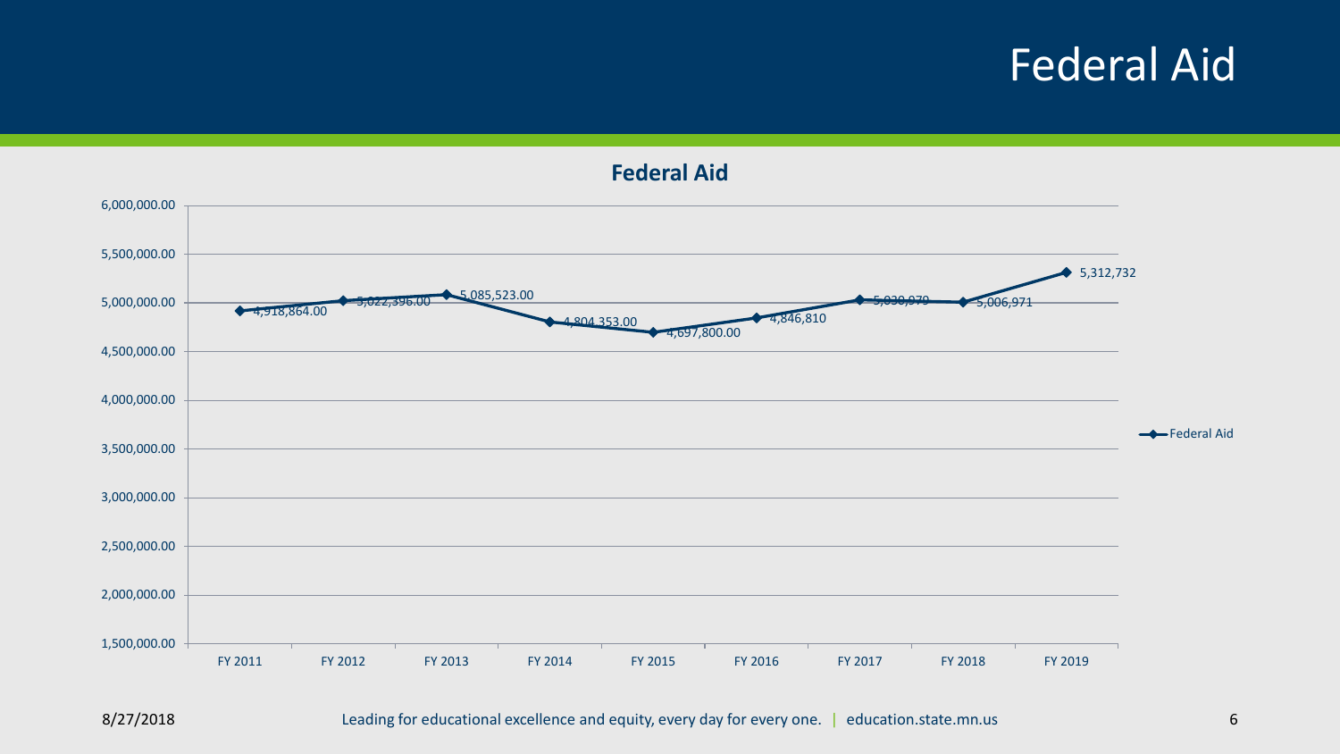# Federal Aid

## Federal Aid

| Fiscal Year | Federal Aid |
|---|---|
| FY 2011 | 4,918,864.00 |
| FY 2012 | 5,022,396.00 |
| FY 2013 | 5,085,523.00 |
| FY 2014 | 4,804,353.00 |
| FY 2015 | 4,697,800.00 |
| FY 2016 | 4,846,810 |
| FY 2017 | 5,030,979 |
| FY 2018 | 5,006,971 |
| FY 2019 | 5,312,732 |

8/27/2018

Leading for educational excellence and equity, every day for every one. | education.state.mn.us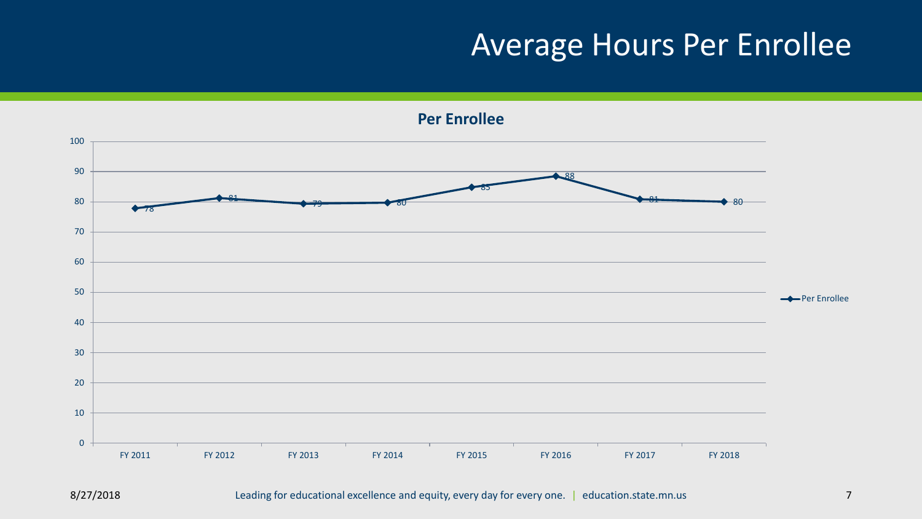# Average Hours Per Enrollee

**Per Enrollee**

| | FY 2011 | FY 2012 | FY 2013 | FY 2014 | FY 2015 | FY 2016 | FY 2017 | FY 2018 |
|---|---|---|---|---|---|---|---|---|
| Per Enrollee | 78 | 81 | 79 | 80 | 85 | 88 | 81 | 80 |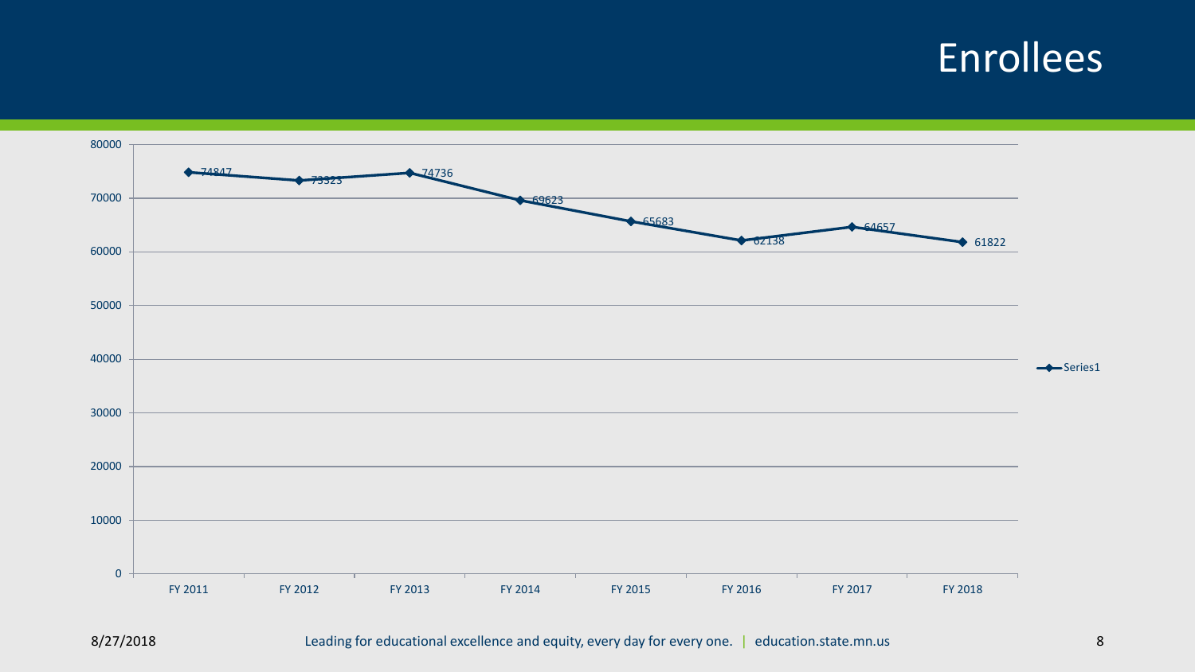# Enrollees

| | Series1 |
|---|---|
| FY 2011 | 74847 |
| FY 2012 | 73323 |
| FY 2013 | 74736 |
| FY 2014 | 69623 |
| FY 2015 | 65683 |
| FY 2016 | 62138 |
| FY 2017 | 64657 |
| FY 2018 | 61822 |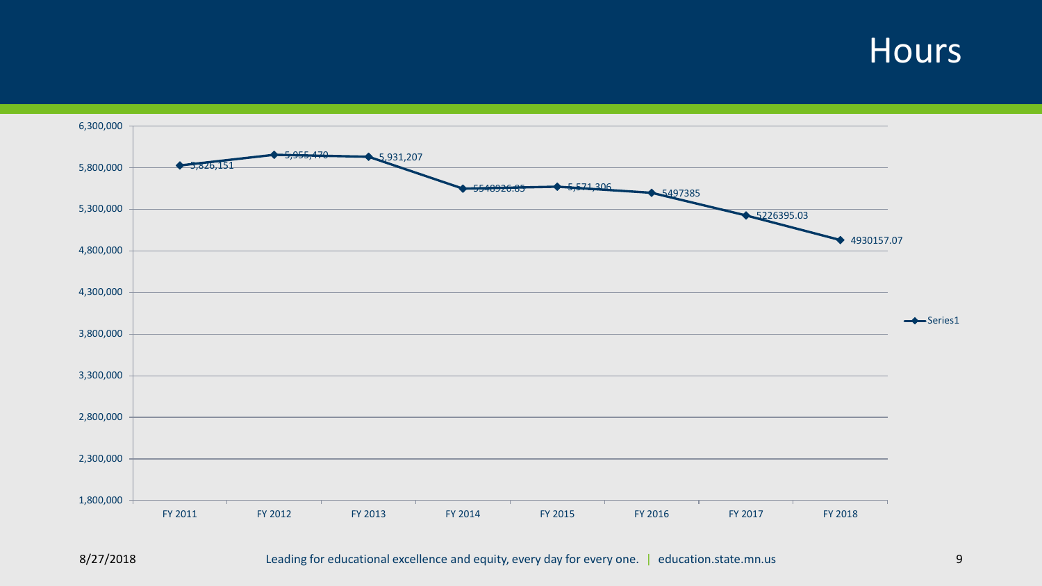# Hours

| | FY 2011 | FY 2012 | FY 2013 | FY 2014 | FY 2015 | FY 2016 | FY 2017 | FY 2018 |
|---|---|---|---|---|---|---|---|---|
| Series1 | 5,826,151 | 5,955,470 | 5,931,207 | 5548926.85 | 5,571,306 | 5497385 | 5226395.03 | 4930157.07 |

Leading for educational excellence and equity, every day for every one. | education.state.mn.us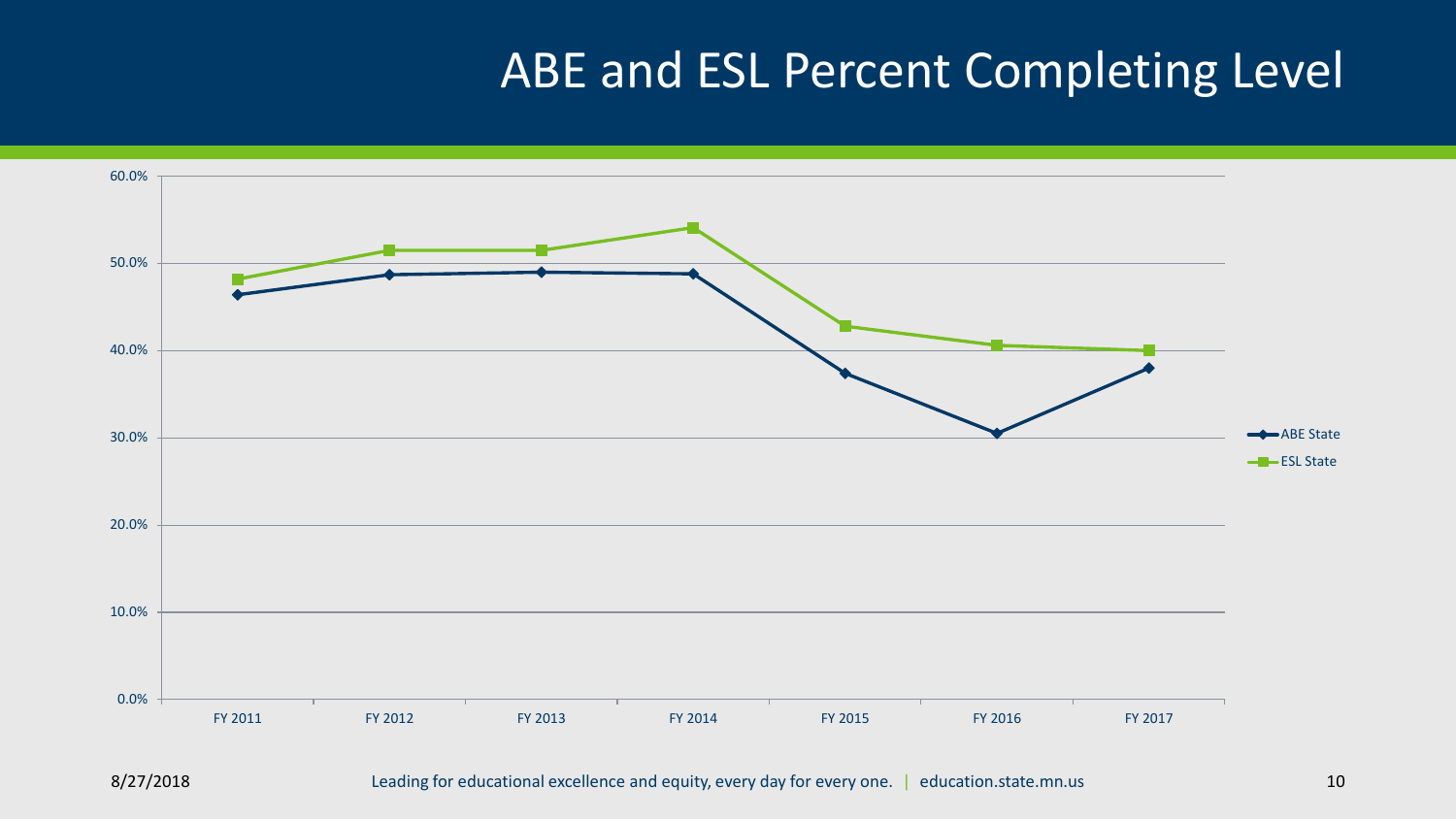# ABE and ESL Percent Completing Level

60.0%
50.0%
40.0%
30.0%
20.0%
10.0%
0.0%

FY 2011 FY 2012 FY 2013 FY 2014 FY 2015 FY 2016 FY 2017

ABE State
ESL State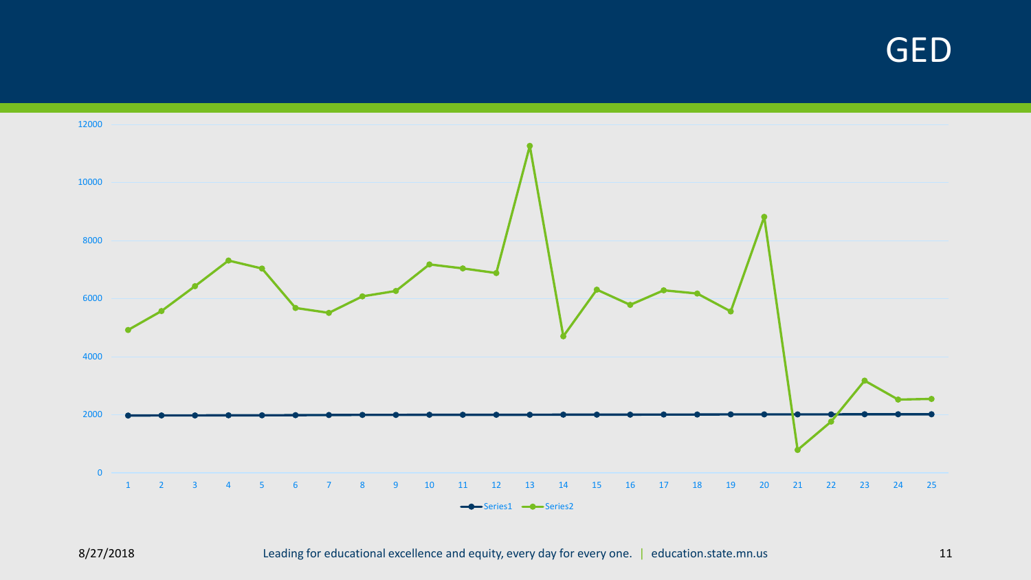# GED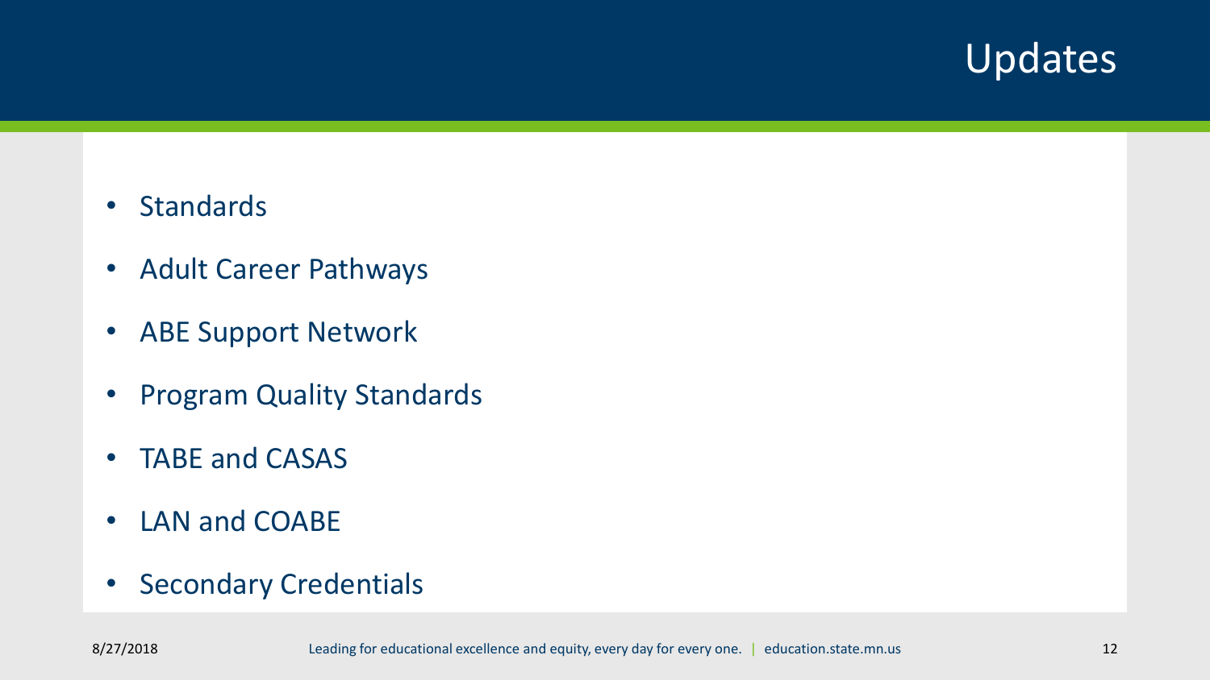# Updates

- Standards
- Adult Career Pathways
- ABE Support Network
- Program Quality Standards
- TABE and CASAS
- LAN and COABE
- Secondary Credentials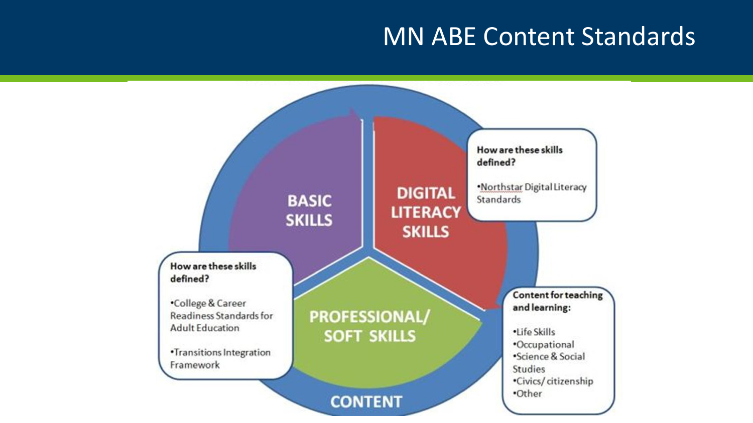# MN ABE Content Standards

**BASIC SKILLS**

**DIGITAL LITERACY SKILLS**

**PROFESSIONAL/ SOFT SKILLS**

**CONTENT**

**How are these skills defined?**

- Northstar Digital Literacy Standards

**How are these skills defined?**

- College & Career Readiness Standards for Adult Education
- Transitions Integration Framework

**Content for teaching and learning:**

- Life Skills
- Occupational
- Science & Social Studies
- Civics/ citizenship
- Other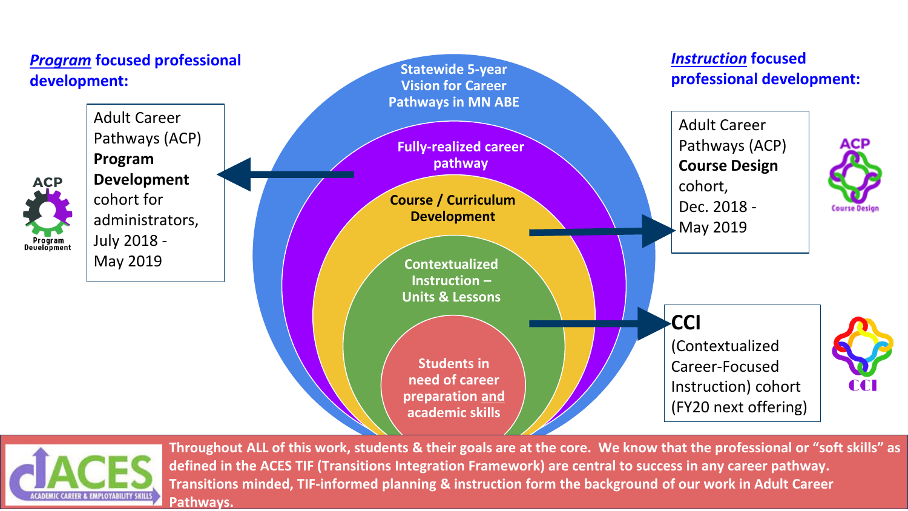## ***Program*** focused professional development:

Adult Career Pathways (ACP) **Program Development** cohort for administrators, July 2018 - May 2019

ACP Program Development

Statewide 5-year Vision for Career Pathways in MN ABE

Fully-realized career pathway

Course / Curriculum Development

Contextualized Instruction – Units & Lessons

Students in need of career preparation and academic skills

## ***Instruction*** focused professional development:

Adult Career Pathways (ACP) **Course Design** cohort, Dec. 2018 - May 2019

ACP Course Design

**CCI** (Contextualized Career-Focused Instruction) cohort (FY20 next offering)

CCI

ACES ACADEMIC CAREER & EMPLOYABILITY SKILLS

**Throughout ALL of this work, students & their goals are at the core. We know that the professional or "soft skills" as defined in the ACES TIF (Transitions Integration Framework) are central to success in any career pathway. Transitions minded, TIF-informed planning & instruction form the background of our work in Adult Career Pathways.**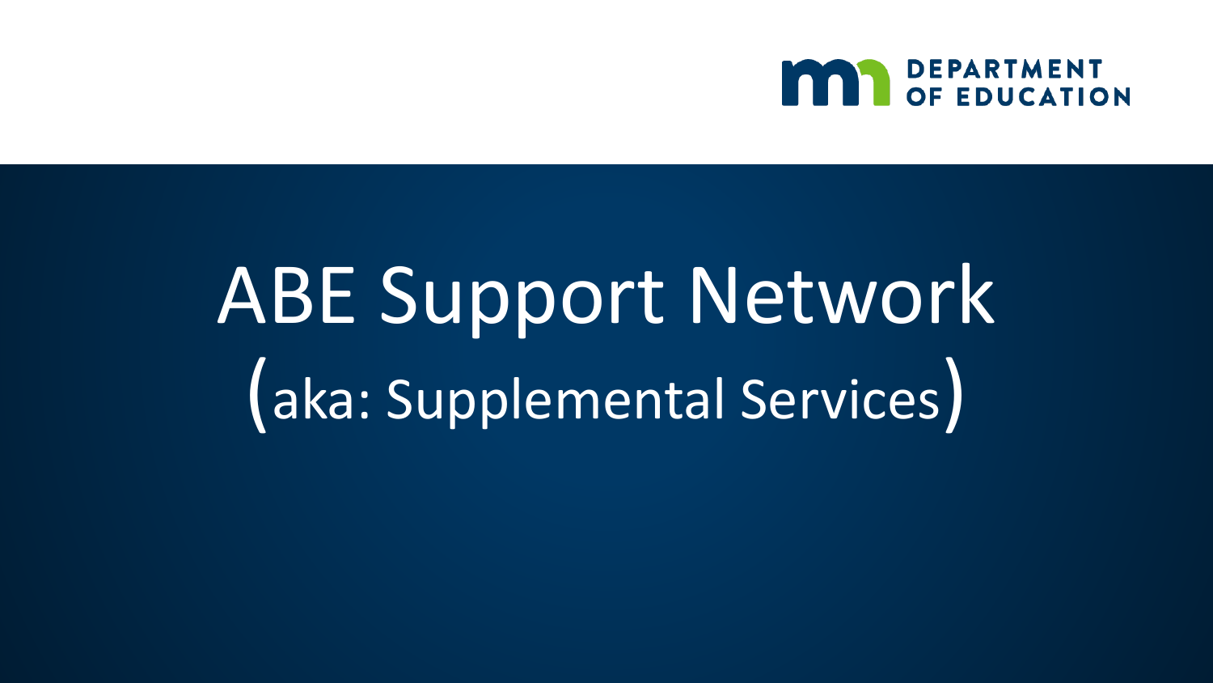# ABE Support Network

(aka: Supplemental Services)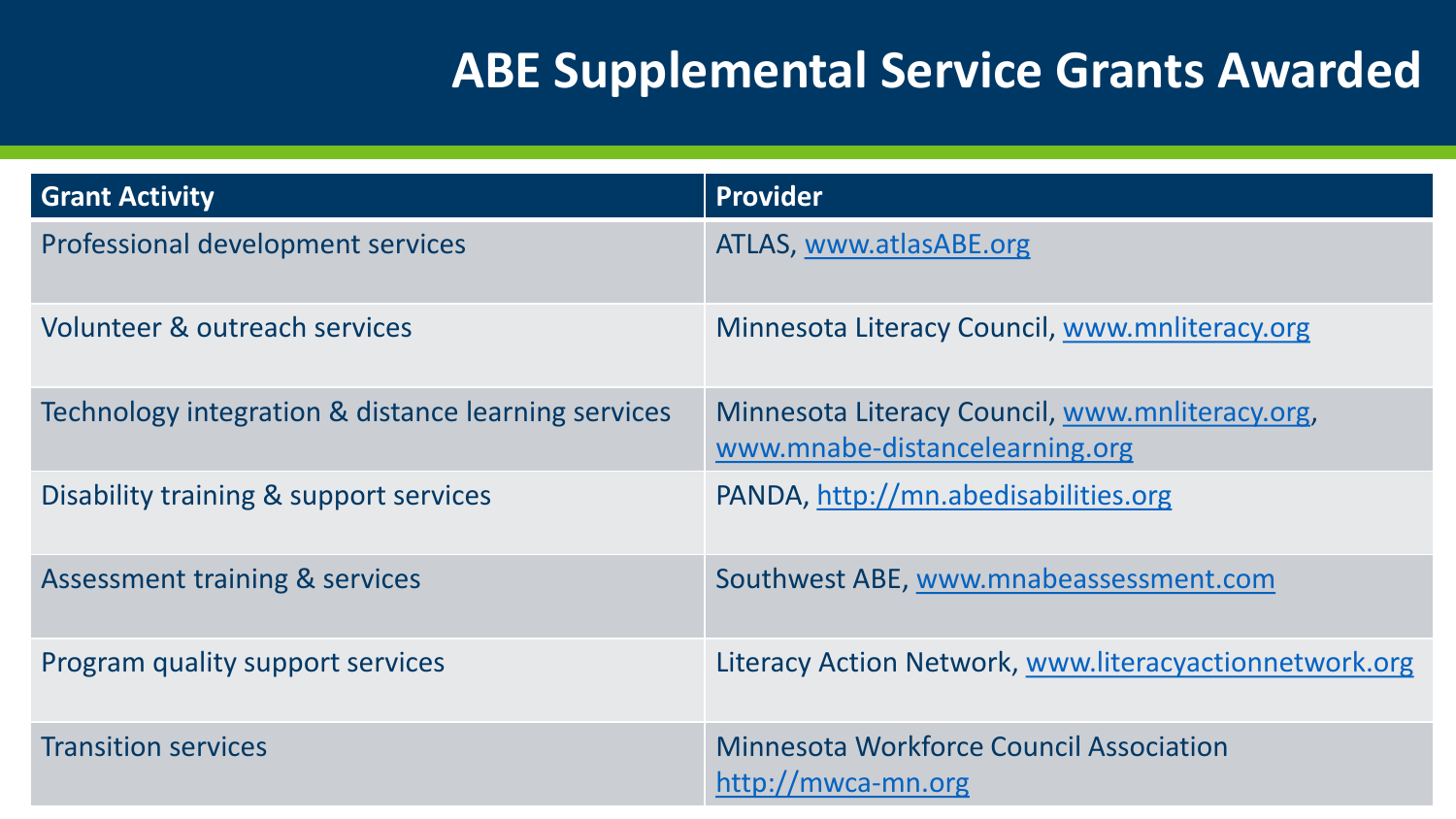# ABE Supplemental Service Grants Awarded

| Grant Activity | Provider |
|---|---|
| Professional development services | ATLAS, www.atlasABE.org |
| Volunteer & outreach services | Minnesota Literacy Council, www.mnliteracy.org |
| Technology integration & distance learning services | Minnesota Literacy Council, www.mnliteracy.org, www.mnabe-distancelearning.org |
| Disability training & support services | PANDA, http://mn.abedisabilities.org |
| Assessment training & services | Southwest ABE, www.mnabeassessment.com |
| Program quality support services | Literacy Action Network, www.literacyactionnetwork.org |
| Transition services | Minnesota Workforce Council Association http://mwca-mn.org |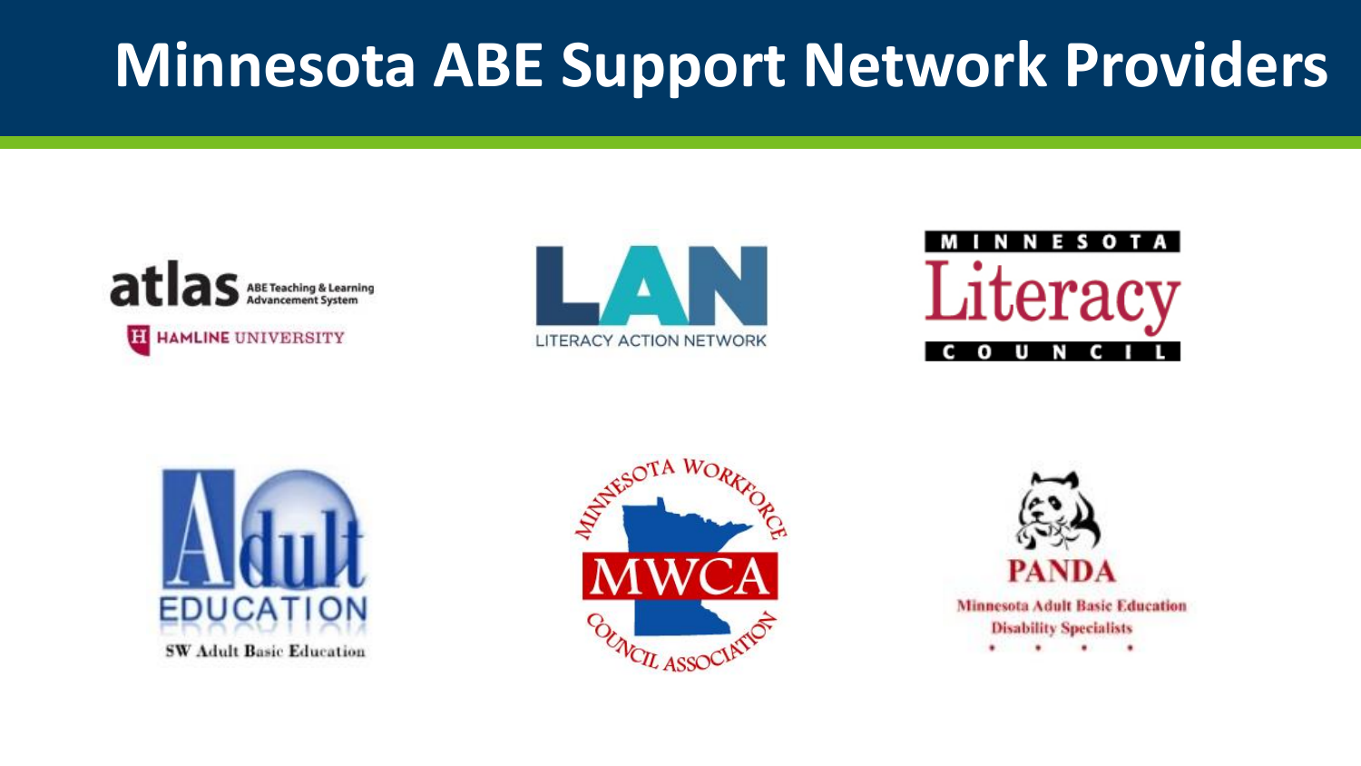# Minnesota ABE Support Network Providers

atlas ABE Teaching & Learning Advancement System
HAMLINE UNIVERSITY

LAN
LITERACY ACTION NETWORK

MINNESOTA Literacy COUNCIL

Adult EDUCATION
SW Adult Basic Education

MINNESOTA WORKFORCE COUNCIL ASSOCIATION
MWCA

PANDA
Minnesota Adult Basic Education Disability Specialists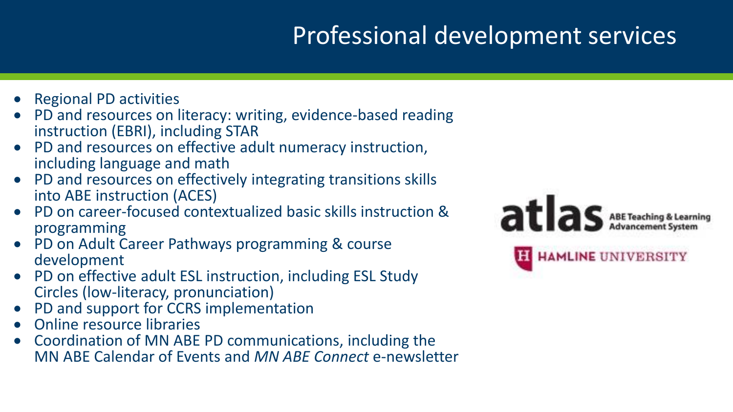# Professional development services

- Regional PD activities
- PD and resources on literacy: writing, evidence-based reading instruction (EBRI), including STAR
- PD and resources on effective adult numeracy instruction, including language and math
- PD and resources on effectively integrating transitions skills into ABE instruction (ACES)
- PD on career-focused contextualized basic skills instruction & programming
- PD on Adult Career Pathways programming & course development
- PD on effective adult ESL instruction, including ESL Study Circles (low-literacy, pronunciation)
- PD and support for CCRS implementation
- Online resource libraries
- Coordination of MN ABE PD communications, including the MN ABE Calendar of Events and *MN ABE Connect* e-newsletter

atlas ABE Teaching & Learning Advancement System

HAMLINE UNIVERSITY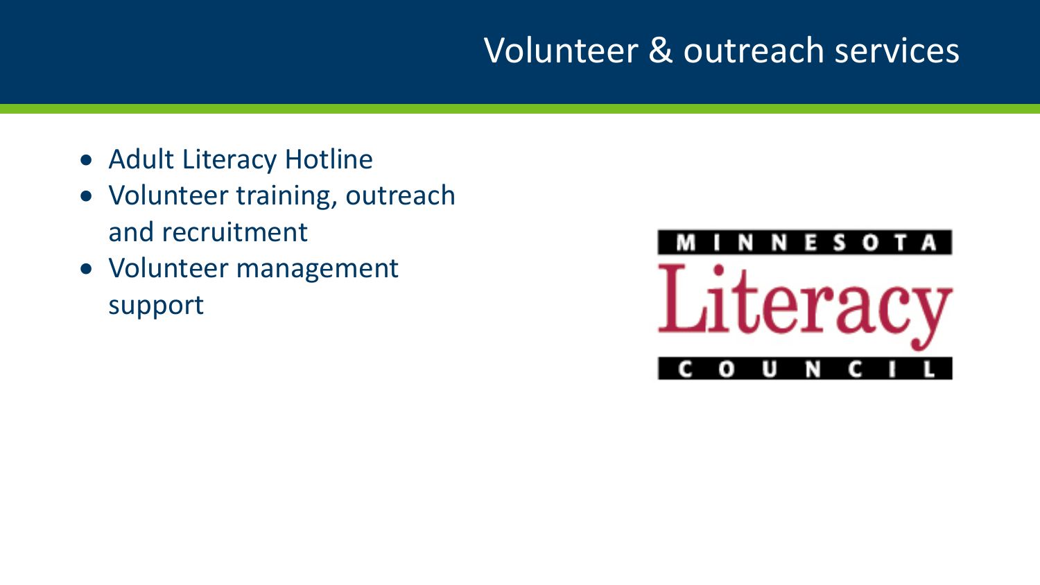# Volunteer & outreach services

- Adult Literacy Hotline
- Volunteer training, outreach and recruitment
- Volunteer management support

MINNESOTA Literacy COUNCIL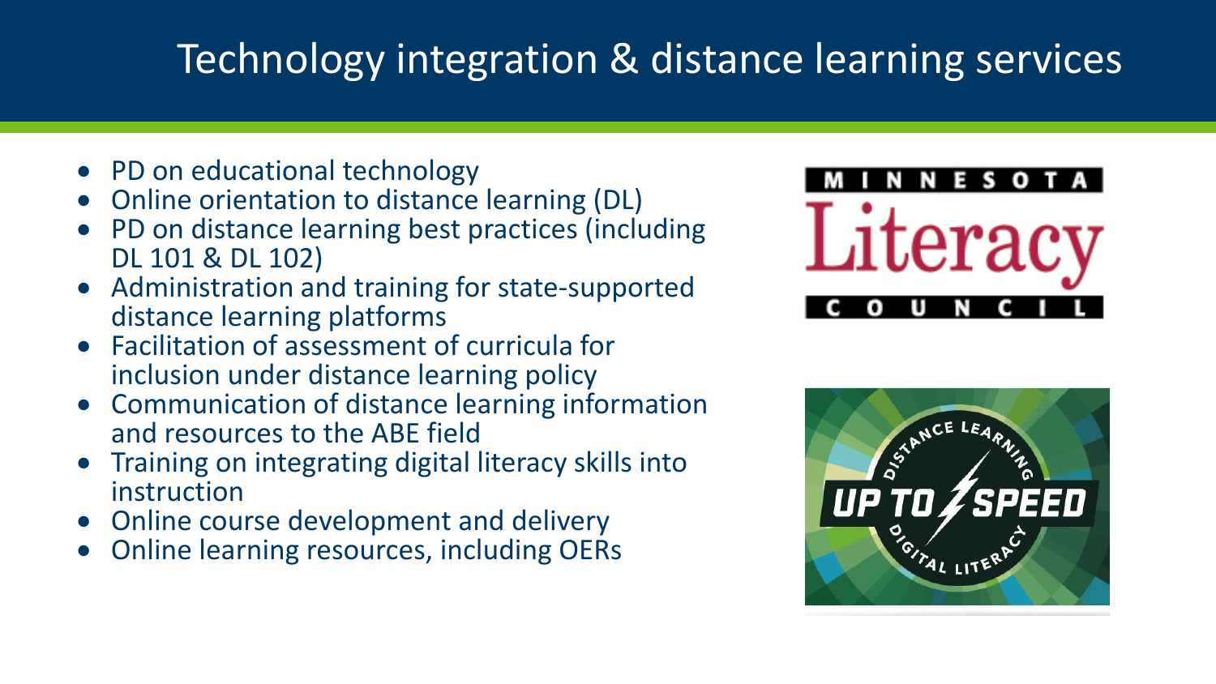# Technology integration & distance learning services

- PD on educational technology
- Online orientation to distance learning (DL)
- PD on distance learning best practices (including DL 101 & DL 102)
- Administration and training for state-supported distance learning platforms
- Facilitation of assessment of curricula for inclusion under distance learning policy
- Communication of distance learning information and resources to the ABE field
- Training on integrating digital literacy skills into instruction
- Online course development and delivery
- Online learning resources, including OERs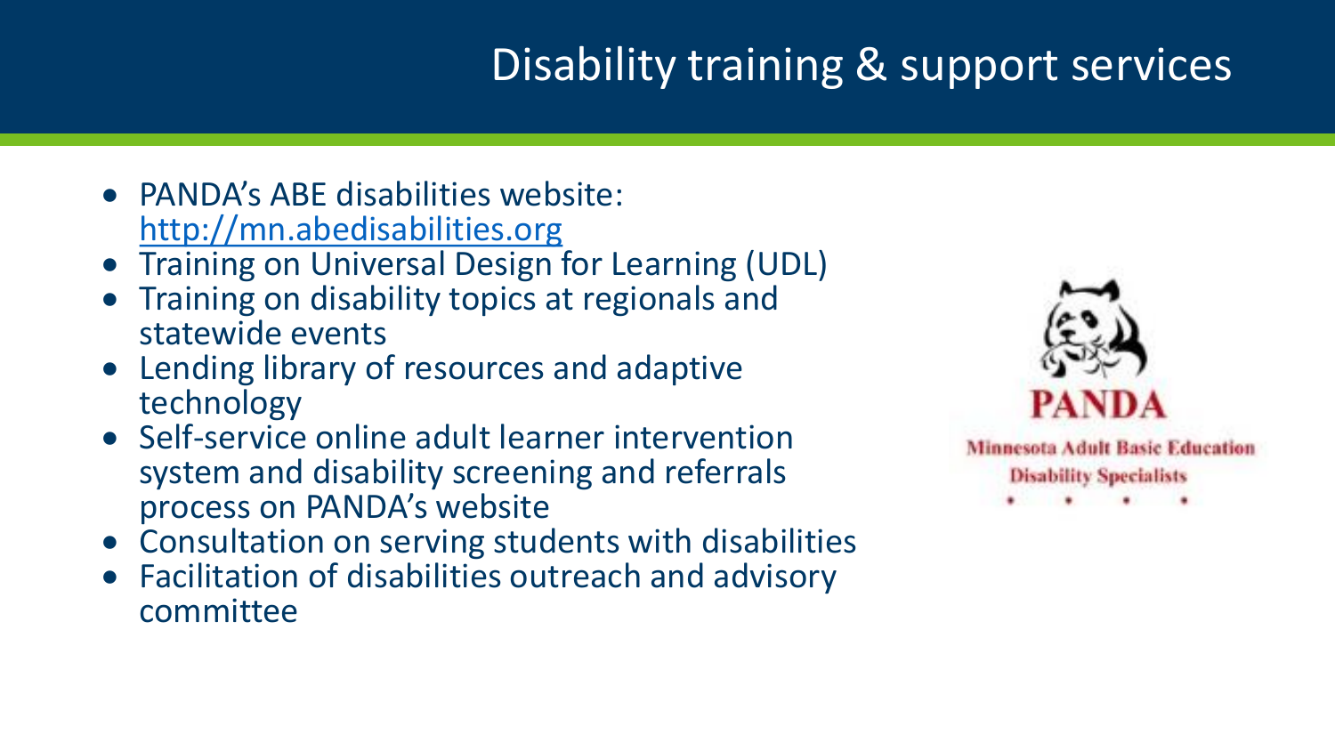# Disability training & support services

- PANDA's ABE disabilities website: [http://mn.abedisabilities.org](http://mn.abedisabilities.org)
- Training on Universal Design for Learning (UDL)
- Training on disability topics at regionals and statewide events
- Lending library of resources and adaptive technology
- Self-service online adult learner intervention system and disability screening and referrals process on PANDA's website
- Consultation on serving students with disabilities
- Facilitation of disabilities outreach and advisory committee

PANDA

Minnesota Adult Basic Education Disability Specialists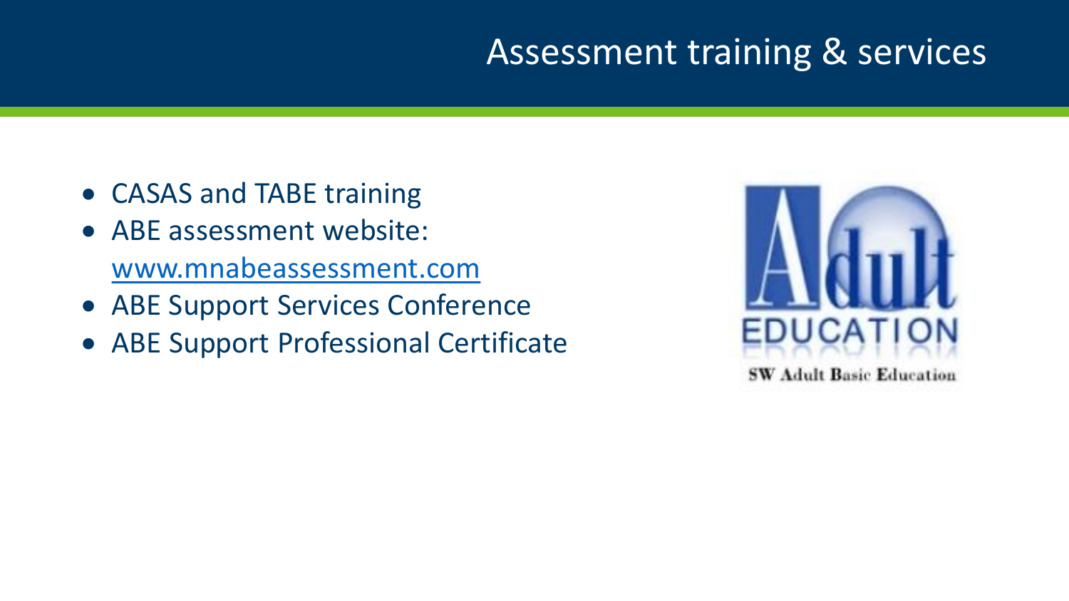# Assessment training & services

- CASAS and TABE training
- ABE assessment website: [www.mnabeassessment.com](http://www.mnabeassessment.com)
- ABE Support Services Conference
- ABE Support Professional Certificate

Adult EDUCATION

SW Adult Basic Education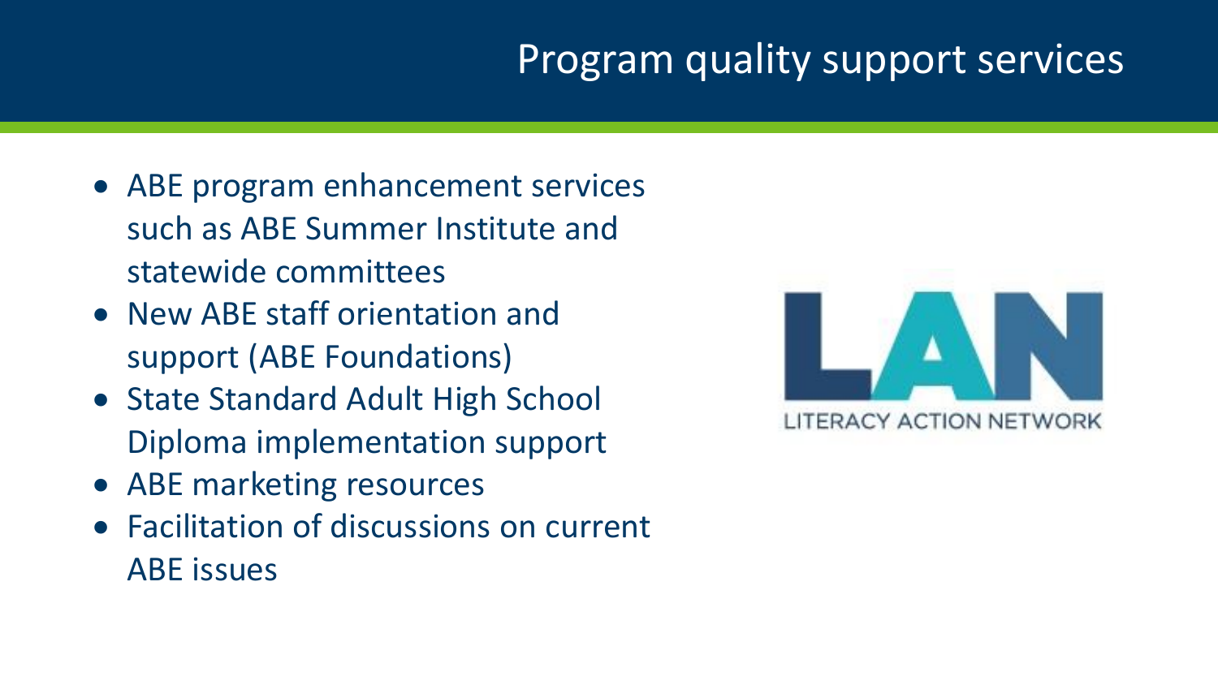# Program quality support services

- ABE program enhancement services such as ABE Summer Institute and statewide committees
- New ABE staff orientation and support (ABE Foundations)
- State Standard Adult High School Diploma implementation support
- ABE marketing resources
- Facilitation of discussions on current ABE issues

LAN
LITERACY ACTION NETWORK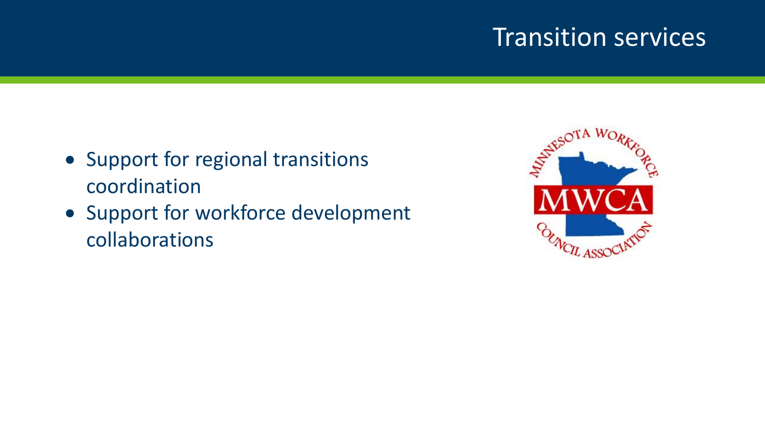# Transition services

- Support for regional transitions coordination
- Support for workforce development collaborations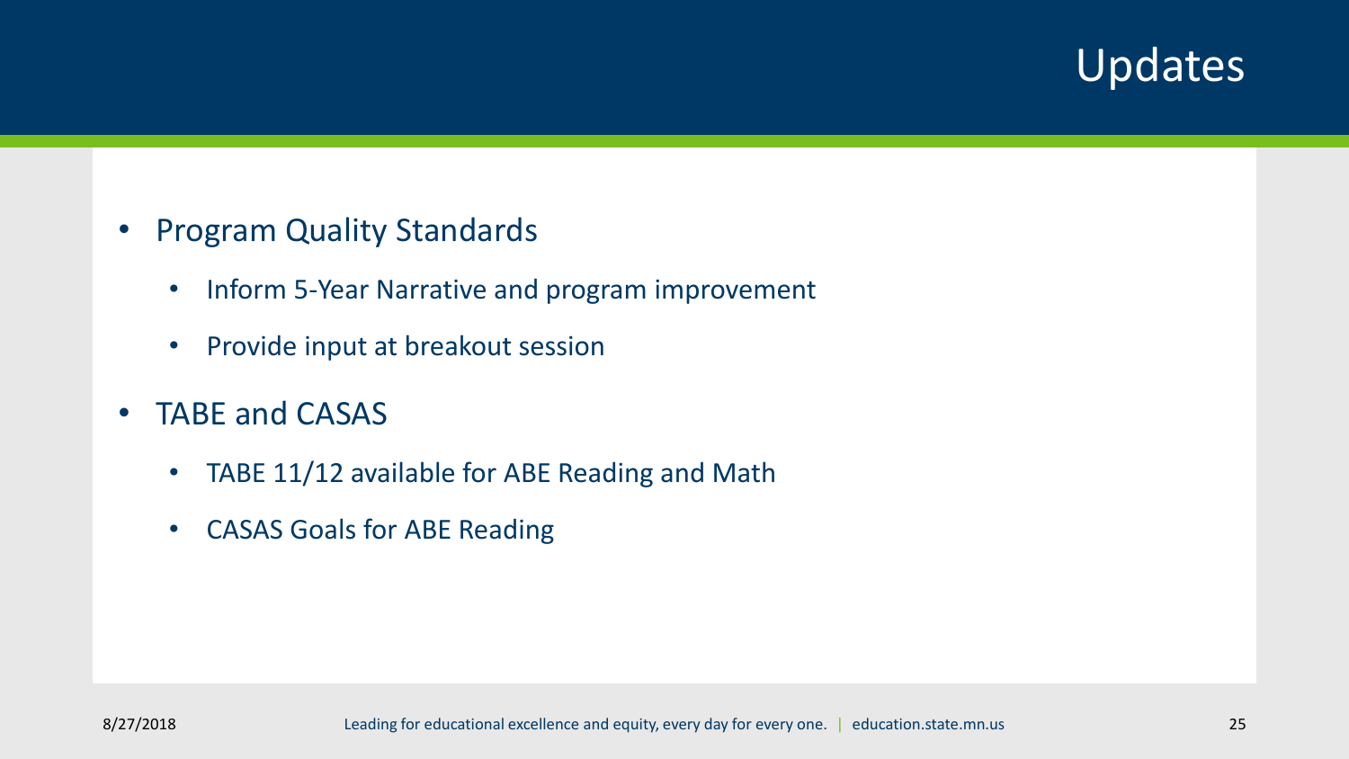# Updates

- Program Quality Standards
  - Inform 5-Year Narrative and program improvement
  - Provide input at breakout session
- TABE and CASAS
  - TABE 11/12 available for ABE Reading and Math
  - CASAS Goals for ABE Reading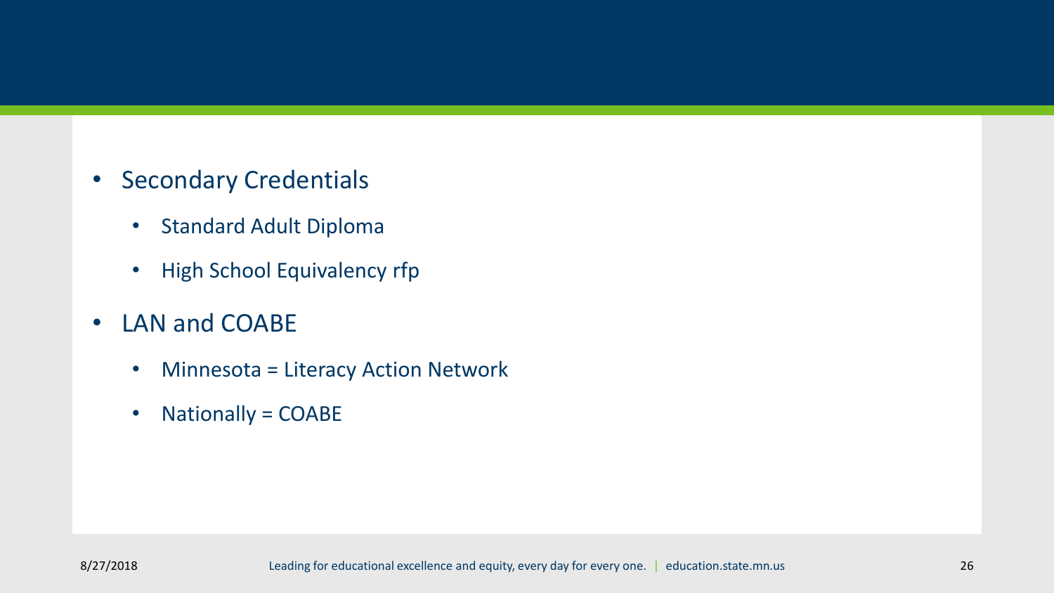- Secondary Credentials
  - Standard Adult Diploma
  - High School Equivalency rfp
- LAN and COABE
  - Minnesota = Literacy Action Network
  - Nationally = COABE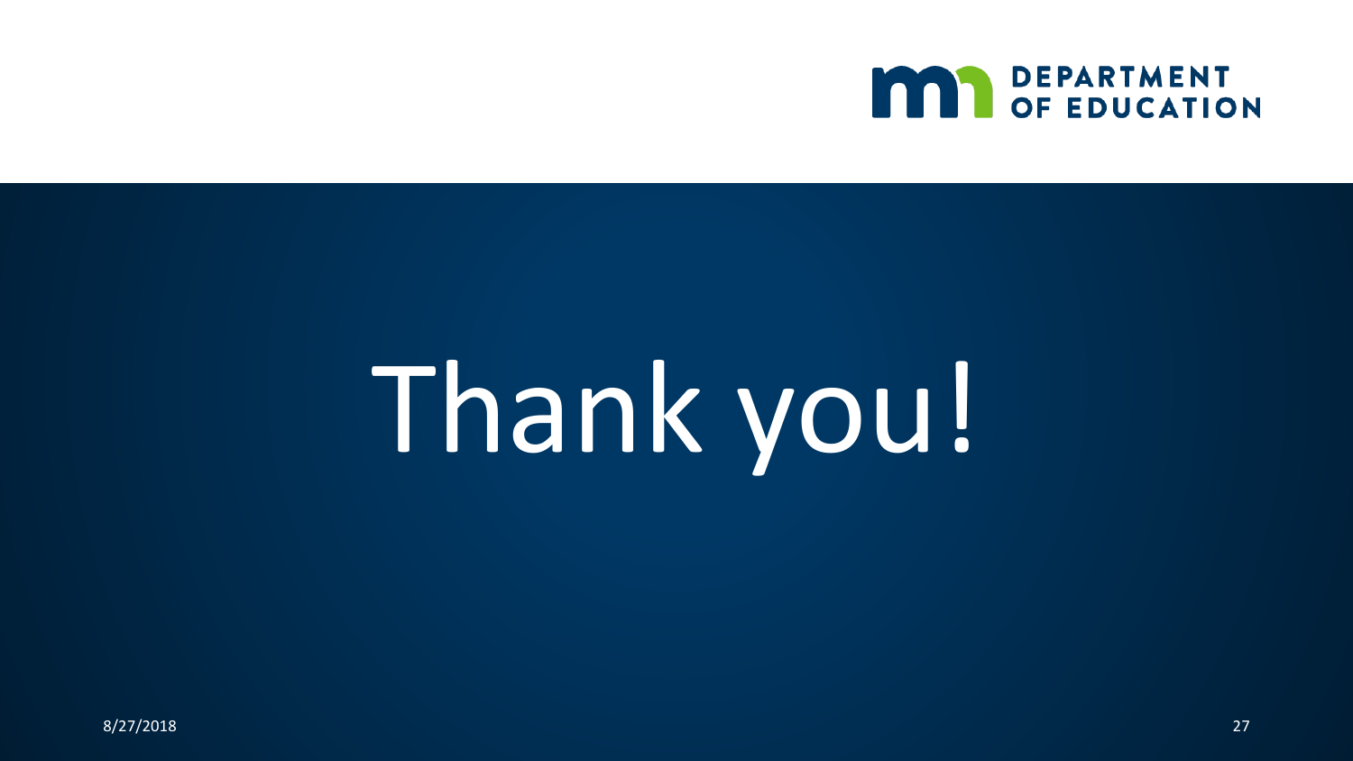# Thank you!